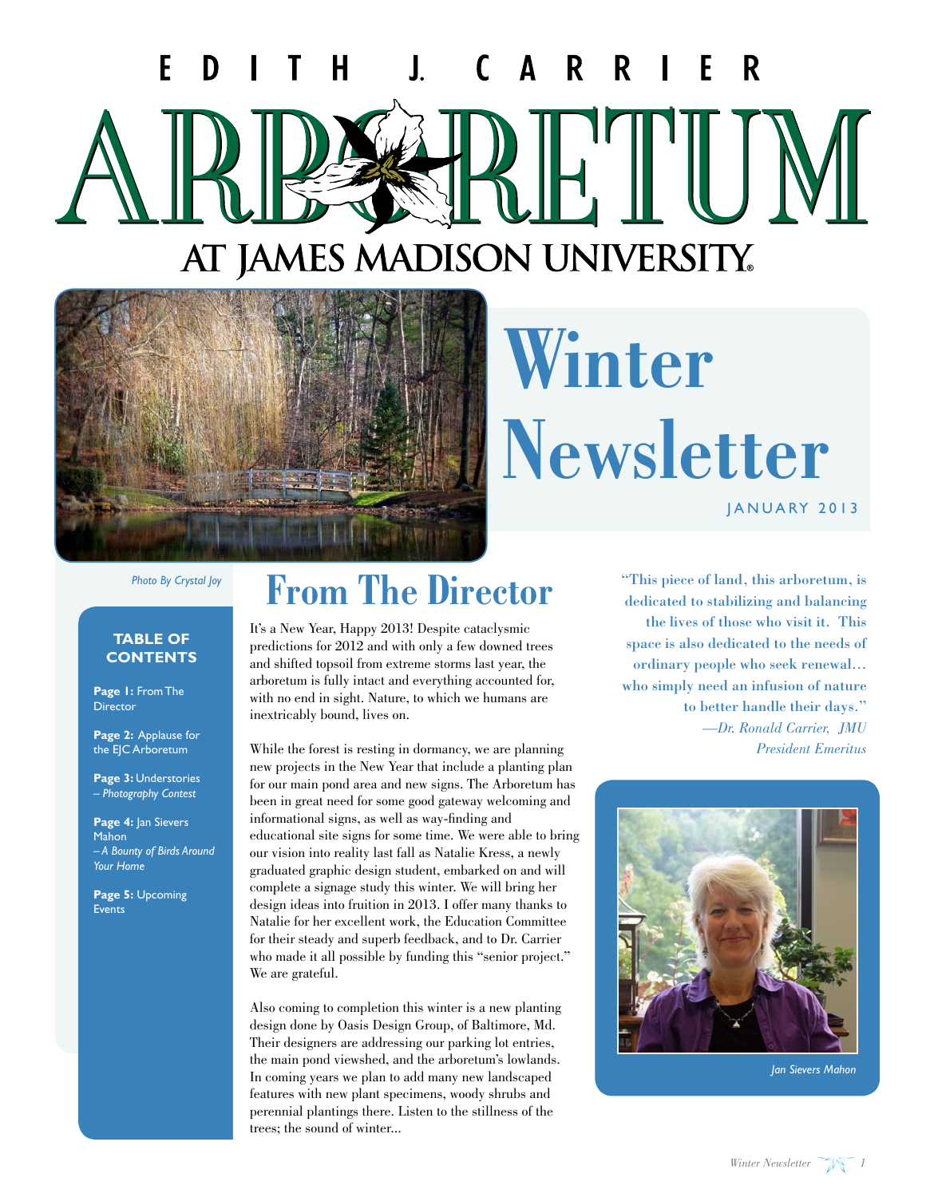# EDITH J. CARRIER ARBORETUM AT JAMES MADISON UNIVERSITY

# Winter Newsletter

JANUARY 2013

*Photo By Crystal Joy*

**TABLE OF CONTENTS**

**Page 1:** From The Director

**Page 2:** Applause for the EJC Arboretum

**Page 3:** Understories – *Photography Contest*

**Page 4:** Jan Sievers Mahon – *A Bounty of Birds Around Your Home*

**Page 5:** Upcoming Events

## From The Director

It's a New Year, Happy 2013! Despite cataclysmic predictions for 2012 and with only a few downed trees and shifted topsoil from extreme storms last year, the arboretum is fully intact and everything accounted for, with no end in sight. Nature, to which we humans are inextricably bound, lives on.

While the forest is resting in dormancy, we are planning new projects in the New Year that include a planting plan for our main pond area and new signs. The Arboretum has been in great need for some good gateway welcoming and informational signs, as well as way-finding and educational site signs for some time. We were able to bring our vision into reality last fall as Natalie Kress, a newly graduated graphic design student, embarked on and will complete a signage study this winter. We will bring her design ideas into fruition in 2013. I offer many thanks to Natalie for her excellent work, the Education Committee for their steady and superb feedback, and to Dr. Carrier who made it all possible by funding this "senior project." We are grateful.

Also coming to completion this winter is a new planting design done by Oasis Design Group, of Baltimore, Md. Their designers are addressing our parking lot entries, the main pond viewshed, and the arboretum's lowlands. In coming years we plan to add many new landscaped features with new plant specimens, woody shrubs and perennial plantings there. Listen to the stillness of the trees; the sound of winter...

"This piece of land, this arboretum, is dedicated to stabilizing and balancing the lives of those who visit it. This space is also dedicated to the needs of ordinary people who seek renewal… who simply need an infusion of nature to better handle their days."
*—Dr. Ronald Carrier, JMU President Emeritus*

*Jan Sievers Mahon*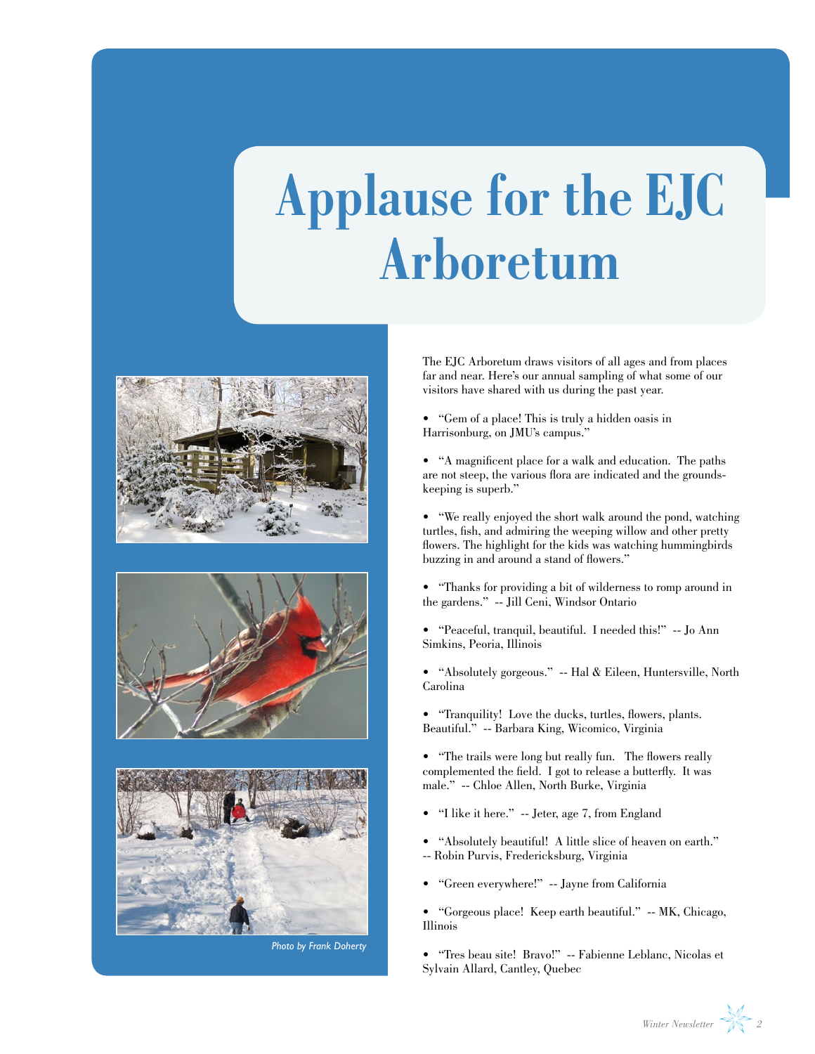# Applause for the EJC Arboretum

Photo by Frank Doherty

The EJC Arboretum draws visitors of all ages and from places far and near. Here's our annual sampling of what some of our visitors have shared with us during the past year.

- "Gem of a place! This is truly a hidden oasis in Harrisonburg, on JMU's campus."
- "A magnificent place for a walk and education. The paths are not steep, the various flora are indicated and the grounds-keeping is superb."
- "We really enjoyed the short walk around the pond, watching turtles, fish, and admiring the weeping willow and other pretty flowers. The highlight for the kids was watching hummingbirds buzzing in and around a stand of flowers."
- "Thanks for providing a bit of wilderness to romp around in the gardens." -- Jill Ceni, Windsor Ontario
- "Peaceful, tranquil, beautiful. I needed this!" -- Jo Ann Simkins, Peoria, Illinois
- "Absolutely gorgeous." -- Hal & Eileen, Huntersville, North Carolina
- "Tranquility! Love the ducks, turtles, flowers, plants. Beautiful." -- Barbara King, Wicomico, Virginia
- "The trails were long but really fun. The flowers really complemented the field. I got to release a butterfly. It was male." -- Chloe Allen, North Burke, Virginia
- "I like it here." -- Jeter, age 7, from England
- "Absolutely beautiful! A little slice of heaven on earth." -- Robin Purvis, Fredericksburg, Virginia
- "Green everywhere!" -- Jayne from California
- "Gorgeous place! Keep earth beautiful." -- MK, Chicago, Illinois
- "Tres beau site! Bravo!" -- Fabienne Leblanc, Nicolas et Sylvain Allard, Cantley, Quebec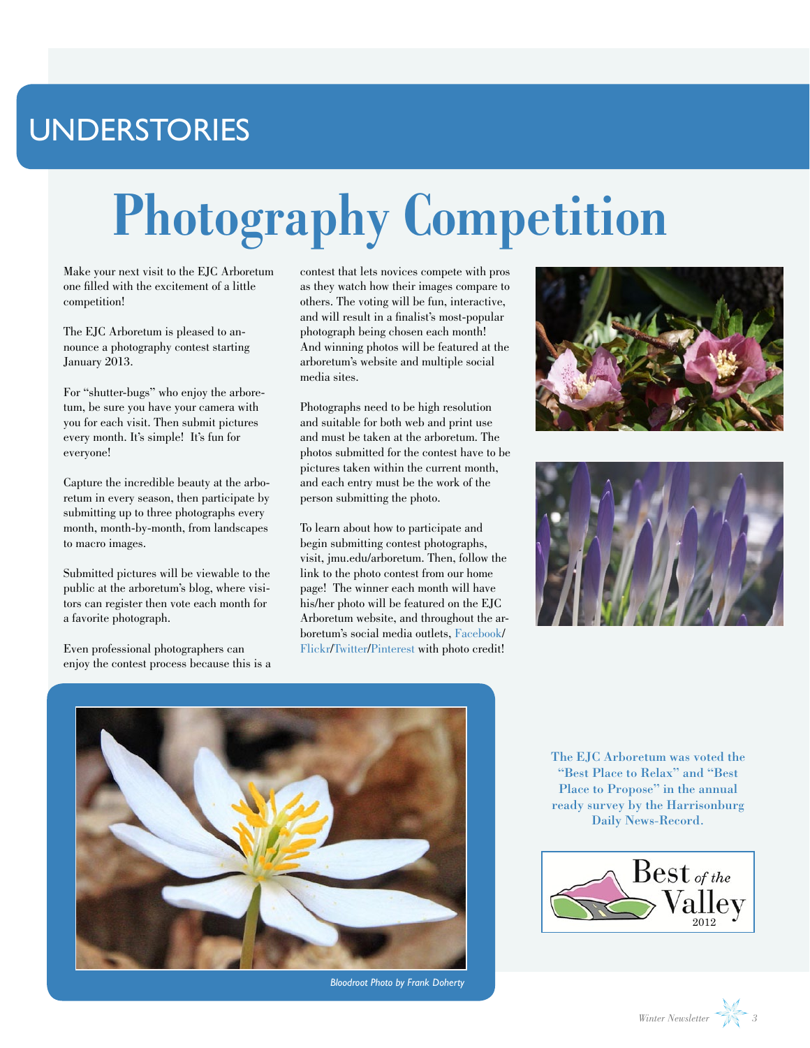## UNDERSTORIES

# Photography Competition

Make your next visit to the EJC Arboretum one filled with the excitement of a little competition!

The EJC Arboretum is pleased to announce a photography contest starting January 2013.

For "shutter-bugs" who enjoy the arboretum, be sure you have your camera with you for each visit. Then submit pictures every month. It's simple! It's fun for everyone!

Capture the incredible beauty at the arboretum in every season, then participate by submitting up to three photographs every month, month-by-month, from landscapes to macro images.

Submitted pictures will be viewable to the public at the arboretum's blog, where visitors can register then vote each month for a favorite photograph.

Even professional photographers can enjoy the contest process because this is a contest that lets novices compete with pros as they watch how their images compare to others. The voting will be fun, interactive, and will result in a finalist's most-popular photograph being chosen each month! And winning photos will be featured at the arboretum's website and multiple social media sites.

Photographs need to be high resolution and suitable for both web and print use and must be taken at the arboretum. The photos submitted for the contest have to be pictures taken within the current month, and each entry must be the work of the person submitting the photo.

To learn about how to participate and begin submitting contest photographs, visit, jmu.edu/arboretum. Then, follow the link to the photo contest from our home page! The winner each month will have his/her photo will be featured on the EJC Arboretum website, and throughout the arboretum's social media outlets, Facebook/Flickr/Twitter/Pinterest with photo credit!

*Bloodroot Photo by Frank Doherty*

**The EJC Arboretum was voted the "Best Place to Relax" and "Best Place to Propose" in the annual ready survey by the Harrisonburg Daily News-Record.**

Best of the Valley 2012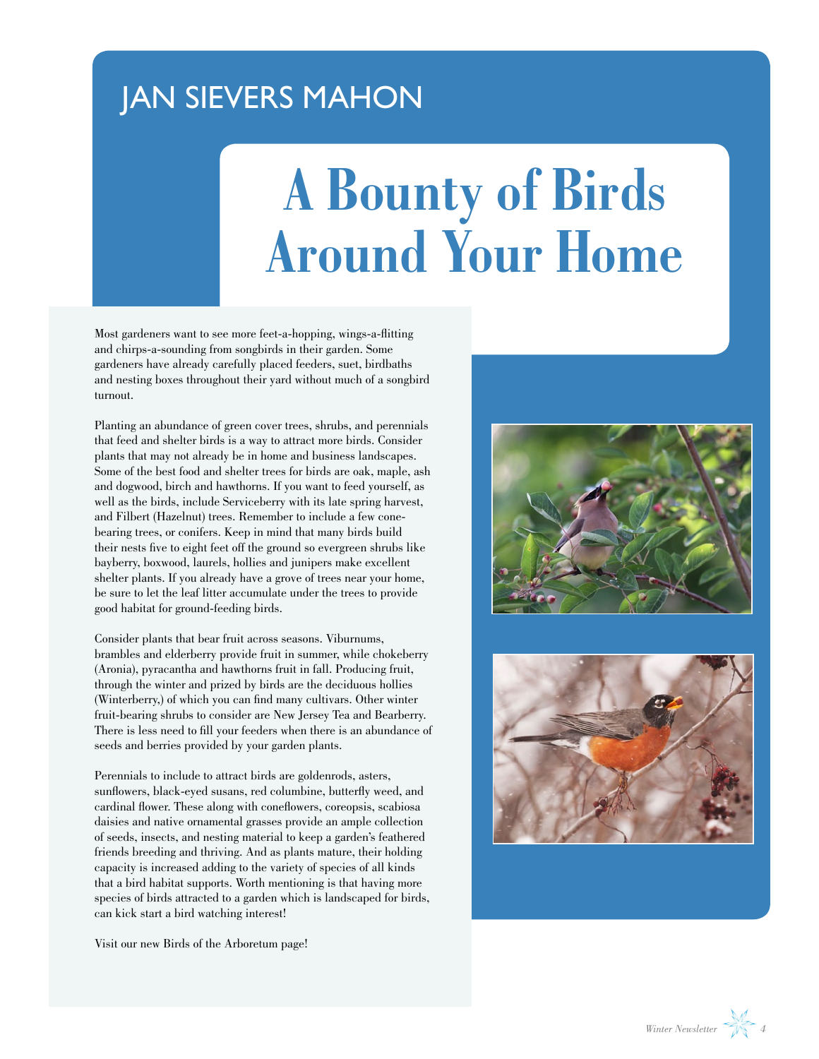JAN SIEVERS MAHON

# A Bounty of Birds Around Your Home

Most gardeners want to see more feet-a-hopping, wings-a-flitting and chirps-a-sounding from songbirds in their garden. Some gardeners have already carefully placed feeders, suet, birdbaths and nesting boxes throughout their yard without much of a songbird turnout.

Planting an abundance of green cover trees, shrubs, and perennials that feed and shelter birds is a way to attract more birds. Consider plants that may not already be in home and business landscapes. Some of the best food and shelter trees for birds are oak, maple, ash and dogwood, birch and hawthorns. If you want to feed yourself, as well as the birds, include Serviceberry with its late spring harvest, and Filbert (Hazelnut) trees. Remember to include a few cone-bearing trees, or conifers. Keep in mind that many birds build their nests five to eight feet off the ground so evergreen shrubs like bayberry, boxwood, laurels, hollies and junipers make excellent shelter plants. If you already have a grove of trees near your home, be sure to let the leaf litter accumulate under the trees to provide good habitat for ground-feeding birds.

Consider plants that bear fruit across seasons. Viburnums, brambles and elderberry provide fruit in summer, while chokeberry (Aronia), pyracantha and hawthorns fruit in fall. Producing fruit, through the winter and prized by birds are the deciduous hollies (Winterberry,) of which you can find many cultivars. Other winter fruit-bearing shrubs to consider are New Jersey Tea and Bearberry. There is less need to fill your feeders when there is an abundance of seeds and berries provided by your garden plants.

Perennials to include to attract birds are goldenrods, asters, sunflowers, black-eyed susans, red columbine, butterfly weed, and cardinal flower. These along with coneflowers, coreopsis, scabiosa daisies and native ornamental grasses provide an ample collection of seeds, insects, and nesting material to keep a garden's feathered friends breeding and thriving. And as plants mature, their holding capacity is increased adding to the variety of species of all kinds that a bird habitat supports. Worth mentioning is that having more species of birds attracted to a garden which is landscaped for birds, can kick start a bird watching interest!

Visit our new Birds of the Arboretum page!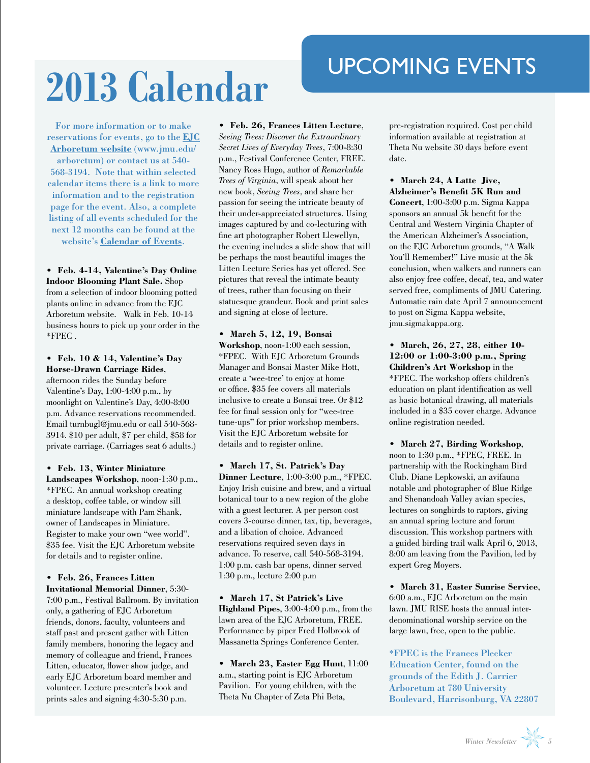# 2013 Calendar

## UPCOMING EVENTS

For more information or to make reservations for events, go to the **EJC Arboretum website** (www.jmu.edu/arboretum) or contact us at 540-568-3194. Note that within selected calendar items there is a link to more information and to the registration page for the event. Also, a complete listing of all events scheduled for the next 12 months can be found at the website's **Calendar of Events**.

- **Feb. 4-14, Valentine's Day Online Indoor Blooming Plant Sale.** Shop from a selection of indoor blooming potted plants online in advance from the EJC Arboretum website. Walk in Feb. 10-14 business hours to pick up your order in the *FPEC .

- **Feb. 10 & 14, Valentine's Day Horse-Drawn Carriage Rides**, afternoon rides the Sunday before Valentine's Day, 1:00-4:00 p.m., by moonlight on Valentine's Day, 4:00-8:00 p.m. Advance reservations recommended. Email turnbugl@jmu.edu or call 540-568-3914. $10 per adult, $7 per child, $58 for private carriage. (Carriages seat 6 adults.)

- **Feb. 13, Winter Miniature Landscapes Workshop**, noon-1:30 p.m., *FPEC. An annual workshop creating a desktop, coffee table, or window sill miniature landscape with Pam Shank, owner of Landscapes in Miniature. Register to make your own "wee world". $35 fee. Visit the EJC Arboretum website for details and to register online.

- **Feb. 26, Frances Litten Invitational Memorial Dinner**, 5:30-7:00 p.m., Festival Ballroom. By invitation only, a gathering of EJC Arboretum friends, donors, faculty, volunteers and staff past and present gather with Litten family members, honoring the legacy and memory of colleague and friend, Frances Litten, educator, flower show judge, and early EJC Arboretum board member and volunteer. Lecture presenter's book and prints sales and signing 4:30-5:30 p.m.

- **Feb. 26, Frances Litten Lecture**, *Seeing Trees: Discover the Extraordinary Secret Lives of Everyday Trees*, 7:00-8:30 p.m., Festival Conference Center, FREE. Nancy Ross Hugo, author of *Remarkable Trees of Virginia*, will speak about her new book, *Seeing Trees*, and share her passion for seeing the intricate beauty of their under-appreciated structures. Using images captured by and co-lecturing with fine art photographer Robert Llewellyn, the evening includes a slide show that will be perhaps the most beautiful images the Litten Lecture Series has yet offered. See pictures that reveal the intimate beauty of trees, rather than focusing on their statuesque grandeur. Book and print sales and signing at close of lecture.

- **March 5, 12, 19, Bonsai Workshop**, noon-1:00 each session, *FPEC. With EJC Arboretum Grounds Manager and Bonsai Master Mike Hott, create a 'wee-tree' to enjoy at home or office. $35 fee covers all materials inclusive to create a Bonsai tree. Or $12 fee for final session only for "wee-tree tune-ups" for prior workshop members. Visit the EJC Arboretum website for details and to register online.

- **March 17, St. Patrick's Day Dinner Lecture**, 1:00-3:00 p.m., *FPEC. Enjoy Irish cuisine and brew, and a virtual botanical tour to a new region of the globe with a guest lecturer. A per person cost covers 3-course dinner, tax, tip, beverages, and a libation of choice. Advanced reservations required seven days in advance. To reserve, call 540-568-3194. 1:00 p.m. cash bar opens, dinner served 1:30 p.m., lecture 2:00 p.m

- **March 17, St Patrick's Live Highland Pipes**, 3:00-4:00 p.m., from the lawn area of the EJC Arboretum, FREE. Performance by piper Fred Holbrook of Massanetta Springs Conference Center.

- **March 23, Easter Egg Hunt**, 11:00 a.m., starting point is EJC Arboretum Pavilion. For young children, with the Theta Nu Chapter of Zeta Phi Beta, pre-registration required. Cost per child information available at registration at Theta Nu website 30 days before event date.

- **March 24, A Latte Jive, Alzheimer's Benefit 5K Run and Concert**, 1:00-3:00 p.m. Sigma Kappa sponsors an annual 5k benefit for the Central and Western Virginia Chapter of the American Alzheimer's Association, on the EJC Arboretum grounds, "A Walk You'll Remember!" Live music at the 5k conclusion, when walkers and runners can also enjoy free coffee, decaf, tea, and water served free, compliments of JMU Catering. Automatic rain date April 7 announcement to post on Sigma Kappa website, jmu.sigmakappa.org.

- **March, 26, 27, 28, either 10-12:00 or 1:00-3:00 p.m., Spring Children's Art Workshop** in the *FPEC. The workshop offers children's education on plant identification as well as basic botanical drawing, all materials included in a $35 cover charge. Advance online registration needed.

- **March 27, Birding Workshop**, noon to 1:30 p.m., *FPEC, FREE. In partnership with the Rockingham Bird Club. Diane Lepkowski, an avifauna notable and photographer of Blue Ridge and Shenandoah Valley avian species, lectures on songbirds to raptors, giving an annual spring lecture and forum discussion. This workshop partners with a guided birding trail walk April 6, 2013, 8:00 am leaving from the Pavilion, led by expert Greg Moyers.

- **March 31, Easter Sunrise Service**, 6:00 a.m., EJC Arboretum on the main lawn. JMU RISE hosts the annual inter-denominational worship service on the large lawn, free, open to the public.

*FPEC is the Frances Plecker Education Center, found on the grounds of the Edith J. Carrier Arboretum at 780 University Boulevard, Harrisonburg, VA 22807